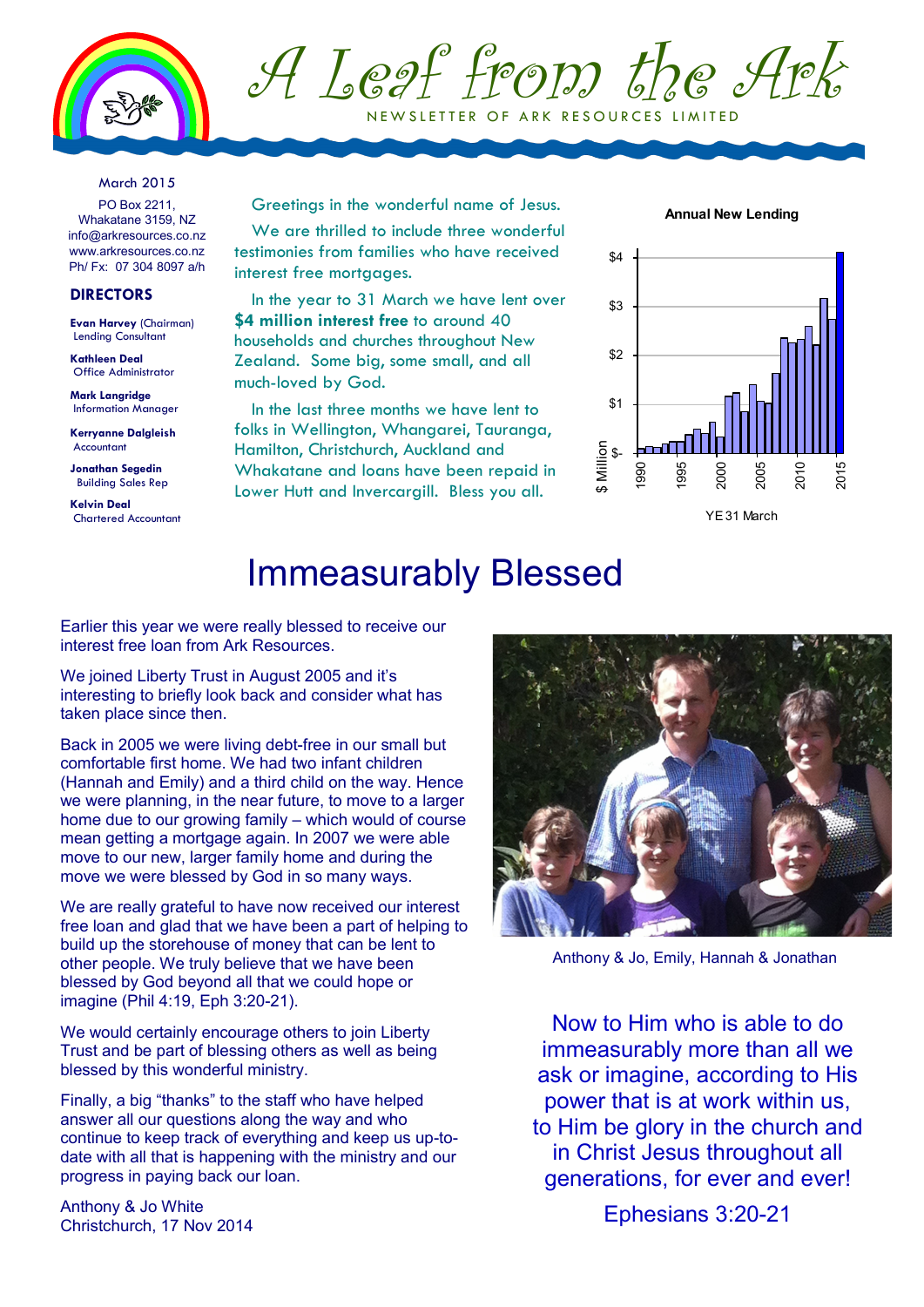# A Leaf from the Ark

NEWSLETTER OF ARK RESOURCES LIMITED

March 2015

PO Box 2211,
Whakatane 3159, NZ
info@arkresources.co.nz
www.arkresources.co.nz
Ph/ Fx: 07 304 8097 a/h

**DIRECTORS**

**Evan Harvey** (Chairman)
Lending Consultant

**Kathleen Deal**
Office Administrator

**Mark Langridge**
Information Manager

**Kerryanne Dalgleish**
Accountant

**Jonathan Segedin**
Building Sales Rep

**Kelvin Deal**
Chartered Accountant

Greetings in the wonderful name of Jesus.

We are thrilled to include three wonderful testimonies from families who have received interest free mortgages.

In the year to 31 March we have lent over **$4 million interest free** to around 40 households and churches throughout New Zealand. Some big, some small, and all much-loved by God.

In the last three months we have lent to folks in Wellington, Whangarei, Tauranga, Hamilton, Christchurch, Auckland and Whakatane and loans have been repaid in Lower Hutt and Invercargill. Bless you all.

**Annual New Lending**

$ Million (y-axis: $-, $1, $2, $3, $4); YE 31 March (x-axis: 1990, 1995, 2000, 2005, 2010, 2015)

# Immeasurably Blessed

Earlier this year we were really blessed to receive our interest free loan from Ark Resources.

We joined Liberty Trust in August 2005 and it's interesting to briefly look back and consider what has taken place since then.

Back in 2005 we were living debt-free in our small but comfortable first home. We had two infant children (Hannah and Emily) and a third child on the way. Hence we were planning, in the near future, to move to a larger home due to our growing family – which would of course mean getting a mortgage again. In 2007 we were able move to our new, larger family home and during the move we were blessed by God in so many ways.

We are really grateful to have now received our interest free loan and glad that we have been a part of helping to build up the storehouse of money that can be lent to other people. We truly believe that we have been blessed by God beyond all that we could hope or imagine (Phil 4:19, Eph 3:20-21).

We would certainly encourage others to join Liberty Trust and be part of blessing others as well as being blessed by this wonderful ministry.

Finally, a big "thanks" to the staff who have helped answer all our questions along the way and who continue to keep track of everything and keep us up-to-date with all that is happening with the ministry and our progress in paying back our loan.

Anthony & Jo White
Christchurch, 17 Nov 2014

Anthony & Jo, Emily, Hannah & Jonathan

Now to Him who is able to do immeasurably more than all we ask or imagine, according to His power that is at work within us, to Him be glory in the church and in Christ Jesus throughout all generations, for ever and ever!

Ephesians 3:20-21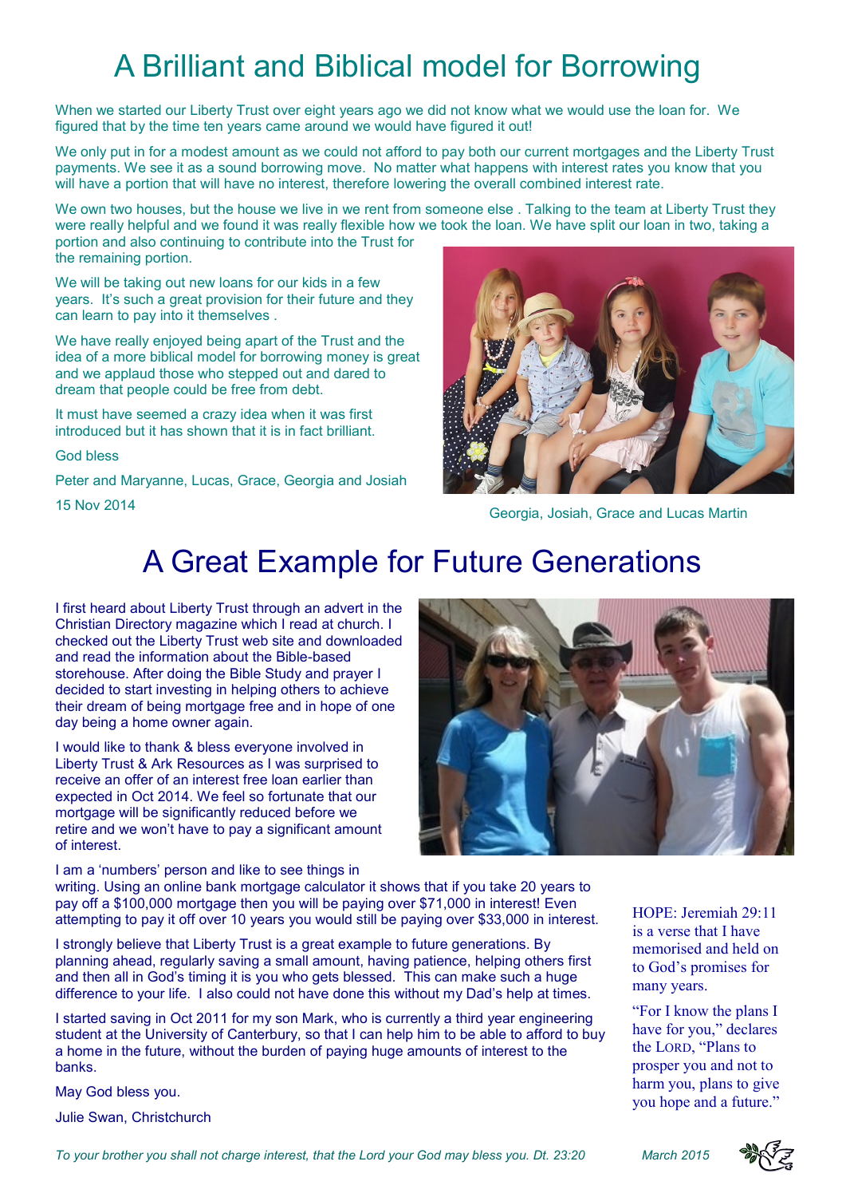# A Brilliant and Biblical model for Borrowing

When we started our Liberty Trust over eight years ago we did not know what we would use the loan for. We figured that by the time ten years came around we would have figured it out!

We only put in for a modest amount as we could not afford to pay both our current mortgages and the Liberty Trust payments. We see it as a sound borrowing move. No matter what happens with interest rates you know that you will have a portion that will have no interest, therefore lowering the overall combined interest rate.

We own two houses, but the house we live in we rent from someone else . Talking to the team at Liberty Trust they were really helpful and we found it was really flexible how we took the loan. We have split our loan in two, taking a portion and also continuing to contribute into the Trust for the remaining portion.

We will be taking out new loans for our kids in a few years. It's such a great provision for their future and they can learn to pay into it themselves .

We have really enjoyed being apart of the Trust and the idea of a more biblical model for borrowing money is great and we applaud those who stepped out and dared to dream that people could be free from debt.

It must have seemed a crazy idea when it was first introduced but it has shown that it is in fact brilliant.

God bless

Peter and Maryanne, Lucas, Grace, Georgia and Josiah

15 Nov 2014

Georgia, Josiah, Grace and Lucas Martin

# A Great Example for Future Generations

I first heard about Liberty Trust through an advert in the Christian Directory magazine which I read at church. I checked out the Liberty Trust web site and downloaded and read the information about the Bible-based storehouse. After doing the Bible Study and prayer I decided to start investing in helping others to achieve their dream of being mortgage free and in hope of one day being a home owner again.

I would like to thank & bless everyone involved in Liberty Trust & Ark Resources as I was surprised to receive an offer of an interest free loan earlier than expected in Oct 2014. We feel so fortunate that our mortgage will be significantly reduced before we retire and we won't have to pay a significant amount of interest.

I am a 'numbers' person and like to see things in writing. Using an online bank mortgage calculator it shows that if you take 20 years to pay off a $100,000 mortgage then you will be paying over $71,000 in interest! Even attempting to pay it off over 10 years you would still be paying over $33,000 in interest.

I strongly believe that Liberty Trust is a great example to future generations. By planning ahead, regularly saving a small amount, having patience, helping others first and then all in God's timing it is you who gets blessed. This can make such a huge difference to your life. I also could not have done this without my Dad's help at times.

I started saving in Oct 2011 for my son Mark, who is currently a third year engineering student at the University of Canterbury, so that I can help him to be able to afford to buy a home in the future, without the burden of paying huge amounts of interest to the banks.

May God bless you.

Julie Swan, Christchurch

HOPE: Jeremiah 29:11 is a verse that I have memorised and held on to God's promises for many years.

"For I know the plans I have for you," declares the LORD, "Plans to prosper you and not to harm you, plans to give you hope and a future."

*To your brother you shall not charge interest, that the Lord your God may bless you. Dt. 23:20*

*March 2015*